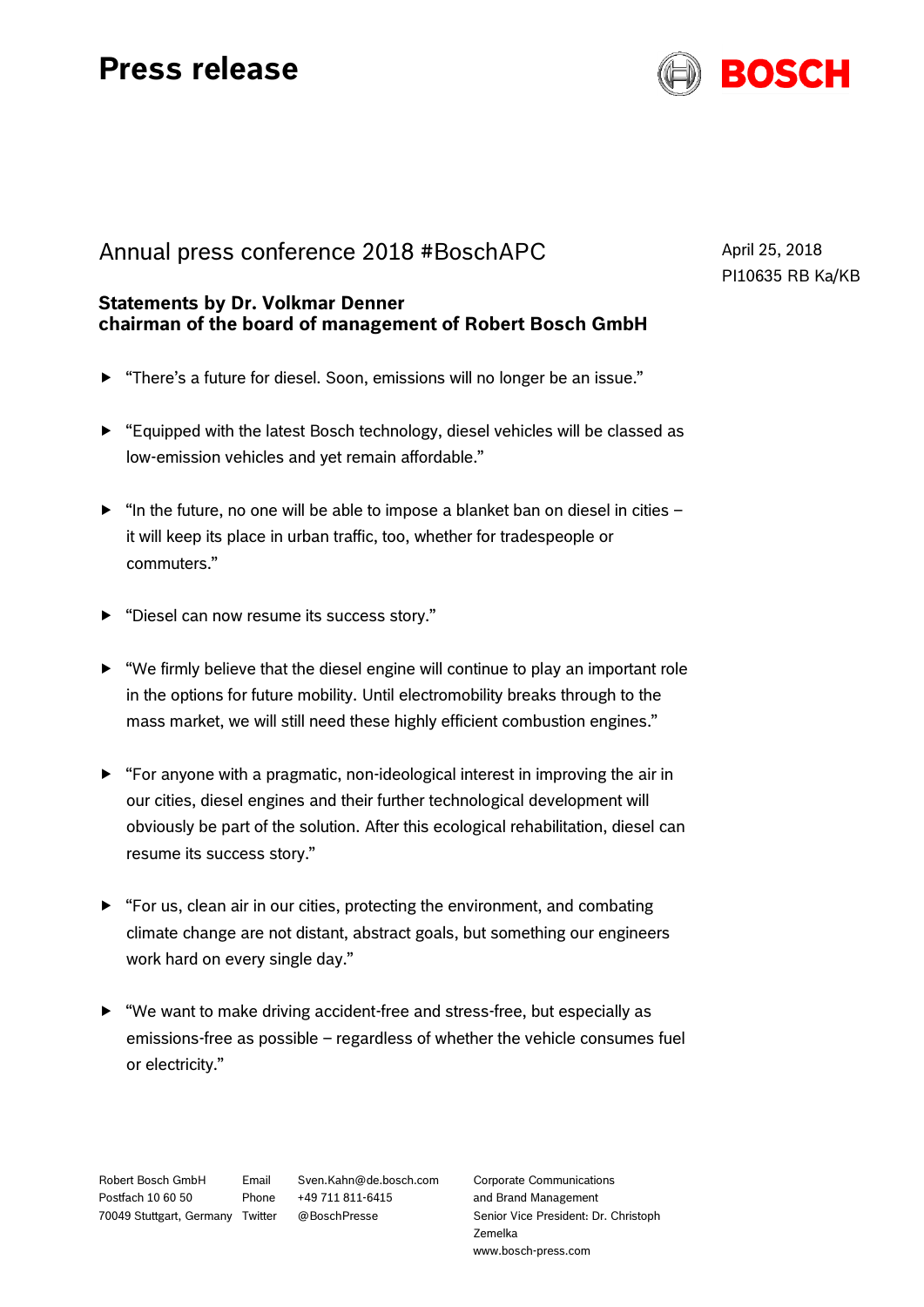# Press release

## Annual press conference 2018 #BoschAPC

April 25, 2018
PI10635 RB Ka/KB

### Statements by Dr. Volkmar Denner
### chairman of the board of management of Robert Bosch GmbH

- “There’s a future for diesel. Soon, emissions will no longer be an issue.”
- “Equipped with the latest Bosch technology, diesel vehicles will be classed as low-emission vehicles and yet remain affordable.”
- “In the future, no one will be able to impose a blanket ban on diesel in cities – it will keep its place in urban traffic, too, whether for tradespeople or commuters.”
- “Diesel can now resume its success story.”
- “We firmly believe that the diesel engine will continue to play an important role in the options for future mobility. Until electromobility breaks through to the mass market, we will still need these highly efficient combustion engines.”
- “For anyone with a pragmatic, non-ideological interest in improving the air in our cities, diesel engines and their further technological development will obviously be part of the solution. After this ecological rehabilitation, diesel can resume its success story.”
- “For us, clean air in our cities, protecting the environment, and combating climate change are not distant, abstract goals, but something our engineers work hard on every single day.”
- “We want to make driving accident-free and stress-free, but especially as emissions-free as possible – regardless of whether the vehicle consumes fuel or electricity.”

Robert Bosch GmbH
Postfach 10 60 50
70049 Stuttgart, Germany

Email Sven.Kahn@de.bosch.com
Phone +49 711 811-6415
Twitter @BoschPresse

Corporate Communications
and Brand Management
Senior Vice President: Dr. Christoph Zemelka
www.bosch-press.com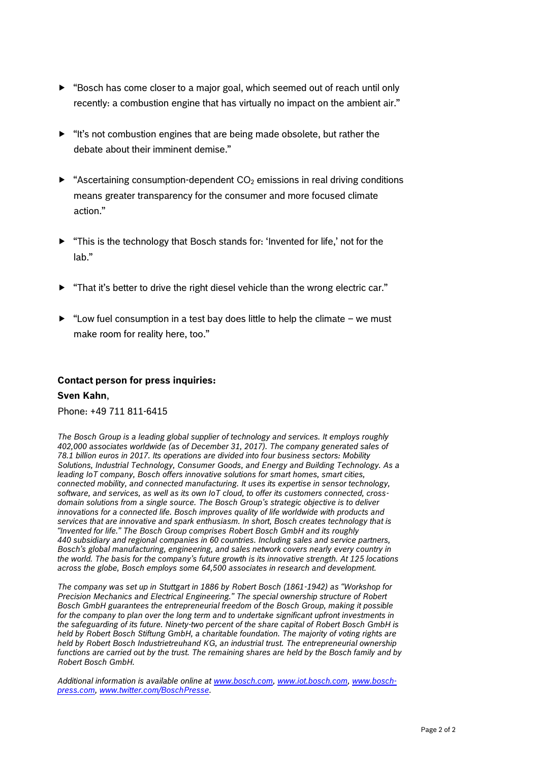- "Bosch has come closer to a major goal, which seemed out of reach until only recently: a combustion engine that has virtually no impact on the ambient air."
- "It's not combustion engines that are being made obsolete, but rather the debate about their imminent demise."
- "Ascertaining consumption-dependent $CO_2$ emissions in real driving conditions means greater transparency for the consumer and more focused climate action."
- "This is the technology that Bosch stands for: 'Invented for life,' not for the lab."
- "That it's better to drive the right diesel vehicle than the wrong electric car."
- "Low fuel consumption in a test bay does little to help the climate – we must make room for reality here, too."

**Contact person for press inquiries:**

**Sven Kahn**,

Phone: +49 711 811-6415

*The Bosch Group is a leading global supplier of technology and services. It employs roughly 402,000 associates worldwide (as of December 31, 2017). The company generated sales of 78.1 billion euros in 2017. Its operations are divided into four business sectors: Mobility Solutions, Industrial Technology, Consumer Goods, and Energy and Building Technology. As a leading IoT company, Bosch offers innovative solutions for smart homes, smart cities, connected mobility, and connected manufacturing. It uses its expertise in sensor technology, software, and services, as well as its own IoT cloud, to offer its customers connected, cross-domain solutions from a single source. The Bosch Group's strategic objective is to deliver innovations for a connected life. Bosch improves quality of life worldwide with products and services that are innovative and spark enthusiasm. In short, Bosch creates technology that is "Invented for life." The Bosch Group comprises Robert Bosch GmbH and its roughly 440 subsidiary and regional companies in 60 countries. Including sales and service partners, Bosch's global manufacturing, engineering, and sales network covers nearly every country in the world. The basis for the company's future growth is its innovative strength. At 125 locations across the globe, Bosch employs some 64,500 associates in research and development.*

*The company was set up in Stuttgart in 1886 by Robert Bosch (1861-1942) as "Workshop for Precision Mechanics and Electrical Engineering." The special ownership structure of Robert Bosch GmbH guarantees the entrepreneurial freedom of the Bosch Group, making it possible for the company to plan over the long term and to undertake significant upfront investments in the safeguarding of its future. Ninety-two percent of the share capital of Robert Bosch GmbH is held by Robert Bosch Stiftung GmbH, a charitable foundation. The majority of voting rights are held by Robert Bosch Industrietreuhand KG, an industrial trust. The entrepreneurial ownership functions are carried out by the trust. The remaining shares are held by the Bosch family and by Robert Bosch GmbH.*

*Additional information is available online at www.bosch.com, www.iot.bosch.com, www.bosch-press.com, www.twitter.com/BoschPresse.*